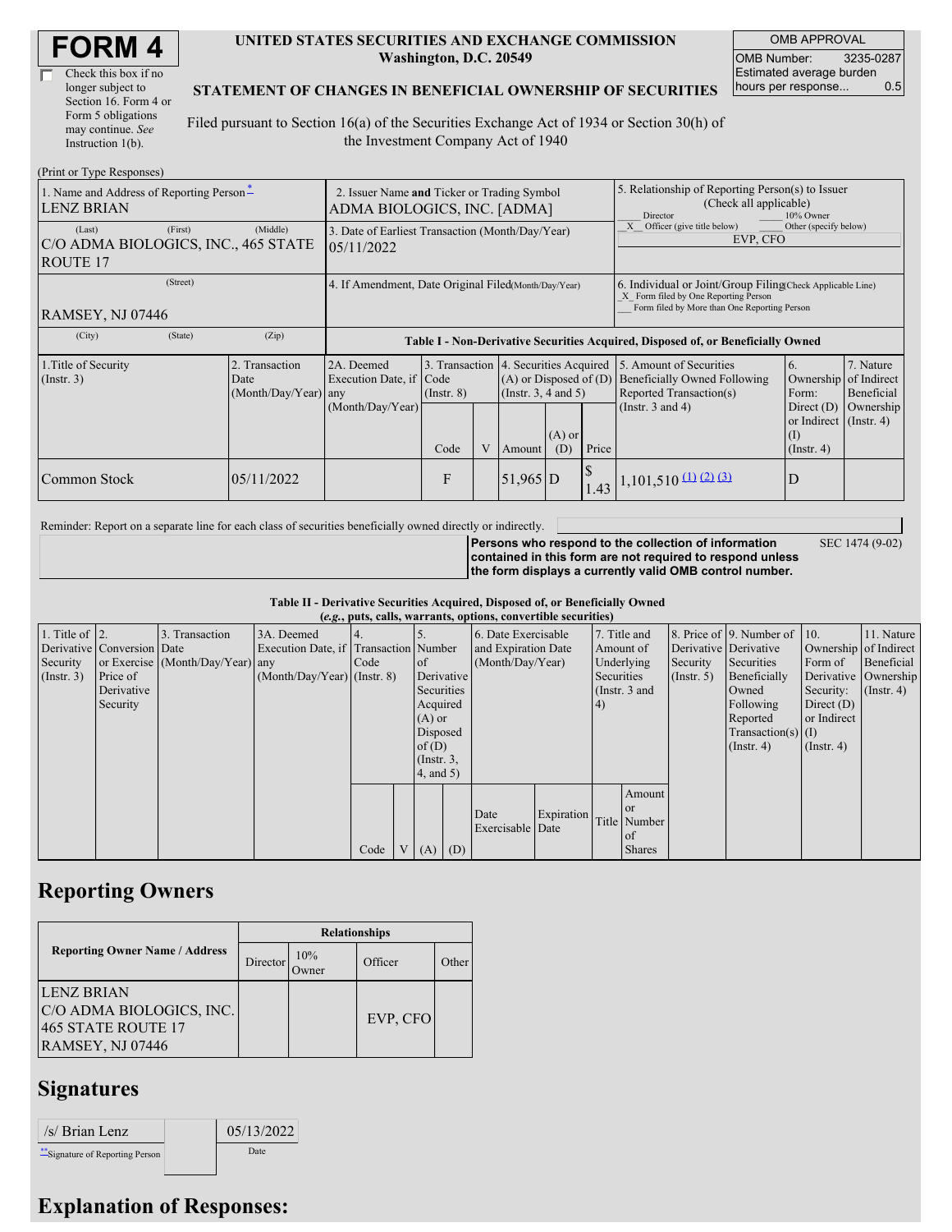# FORM 4

☐ Check this box if no longer subject to Section 16. Form 4 or Form 5 obligations may continue. *See* Instruction 1(b).

**UNITED STATES SECURITIES AND EXCHANGE COMMISSION**
**Washington, D.C. 20549**

**STATEMENT OF CHANGES IN BENEFICIAL OWNERSHIP OF SECURITIES**

Filed pursuant to Section 16(a) of the Securities Exchange Act of 1934 or Section 30(h) of the Investment Company Act of 1940

| OMB APPROVAL | |
|---|---|
| OMB Number: | 3235-0287 |
| Estimated average burden hours per response... | 0.5 |

(Print or Type Responses)

| 1. Name and Address of Reporting Person* | 2. Issuer Name and Ticker or Trading Symbol | 5. Relationship of Reporting Person(s) to Issuer (Check all applicable) |
|---|---|---|
| LENZ BRIAN | ADMA BIOLOGICS, INC. [ADMA] | ___ Director ___ 10% Owner _X_ Officer (give title below) ___ Other (specify below) |
| (Last) (First) (Middle) C/O ADMA BIOLOGICS, INC., 465 STATE ROUTE 17 | 3. Date of Earliest Transaction (Month/Day/Year) 05/11/2022 | EVP, CFO |
| (Street) RAMSEY, NJ 07446 | 4. If Amendment, Date Original Filed(Month/Day/Year) | 6. Individual or Joint/Group Filing(Check Applicable Line) _X_ Form filed by One Reporting Person ___ Form filed by More than One Reporting Person |
| (City) (State) (Zip) | | |

**Table I - Non-Derivative Securities Acquired, Disposed of, or Beneficially Owned**

| 1.Title of Security (Instr. 3) | 2. Transaction Date (Month/Day/Year) | 2A. Deemed Execution Date, if any (Month/Day/Year) | 3. Transaction Code (Instr. 8) | | 4. Securities Acquired (A) or Disposed of (D) (Instr. 3, 4 and 5) | | | 5. Amount of Securities Beneficially Owned Following Reported Transaction(s) (Instr. 3 and 4) | 6. Ownership Form: Direct (D) or Indirect (I) (Instr. 4) | 7. Nature of Indirect Beneficial Ownership (Instr. 4) |
|---|---|---|---|---|---|---|---|---|---|---|
| | | | Code | V | Amount | (A) or (D) | Price | | | |
| Common Stock | 05/11/2022 | | F | | 51,965 | D | $ 1.43 | 1,101,510 (1) (2) (3) | D | |

Reminder: Report on a separate line for each class of securities beneficially owned directly or indirectly.

**Persons who respond to the collection of information contained in this form are not required to respond unless the form displays a currently valid OMB control number.** SEC 1474 (9-02)

**Table II - Derivative Securities Acquired, Disposed of, or Beneficially Owned**
**(*e.g.*, puts, calls, warrants, options, convertible securities)**

| 1. Title of Derivative Security (Instr. 3) | 2. Conversion or Exercise Price of Derivative Security | 3. Transaction Date (Month/Day/Year) | 3A. Deemed Execution Date, if any (Month/Day/Year) | 4. Transaction Code (Instr. 8) | | 5. Number of Derivative Securities Acquired (A) or Disposed of (D) (Instr. 3, 4, and 5) | | 6. Date Exercisable and Expiration Date (Month/Day/Year) | | 7. Title and Amount of Underlying Securities (Instr. 3 and 4) | | 8. Price of Derivative Security (Instr. 5) | 9. Number of Derivative Securities Beneficially Owned Following Reported Transaction(s) (Instr. 4) | 10. Ownership Form of Derivative Security: Direct (D) or Indirect (I) (Instr. 4) | 11. Nature of Indirect Beneficial Ownership (Instr. 4) |
|---|---|---|---|---|---|---|---|---|---|---|---|---|---|---|---|
| | | | | Code | V | (A) | (D) | Date Exercisable | Expiration Date | Title | Amount or Number of Shares | | | | |

## Reporting Owners

| Reporting Owner Name / Address | Relationships | | | |
|---|---|---|---|---|
| | Director | 10% Owner | Officer | Other |
| LENZ BRIAN C/O ADMA BIOLOGICS, INC. 465 STATE ROUTE 17 RAMSEY, NJ 07446 | | | EVP, CFO | |

## Signatures

| /s/ Brian Lenz | 05/13/2022 |
|---|---|
| **Signature of Reporting Person | Date |

## Explanation of Responses: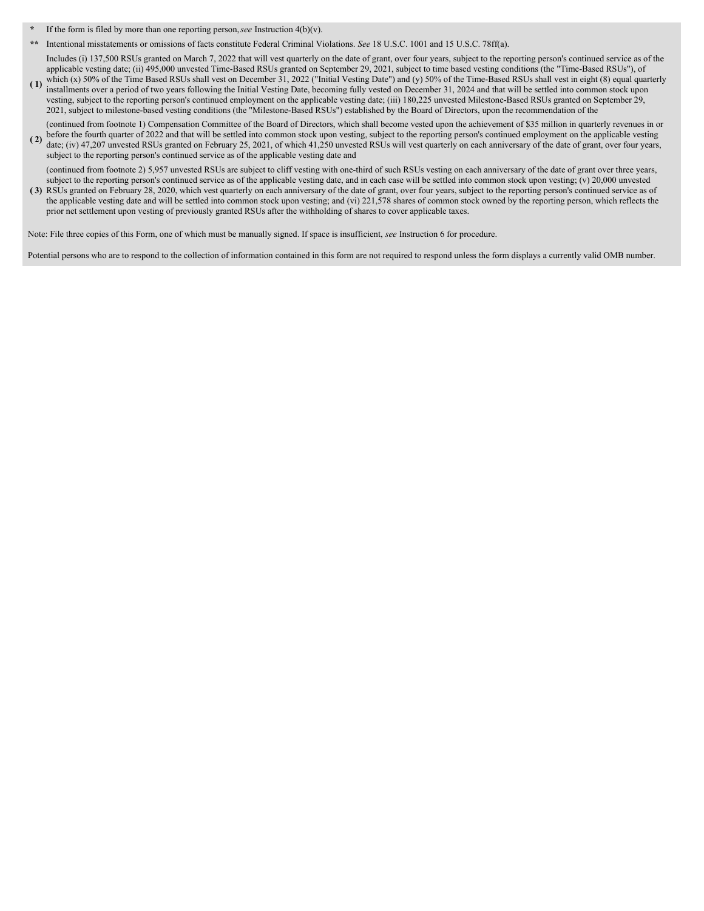* If the form is filed by more than one reporting person, *see* Instruction 4(b)(v).

** Intentional misstatements or omissions of facts constitute Federal Criminal Violations. *See* 18 U.S.C. 1001 and 15 U.S.C. 78ff(a).

**( 1)** Includes (i) 137,500 RSUs granted on March 7, 2022 that will vest quarterly on the date of grant, over four years, subject to the reporting person's continued service as of the applicable vesting date; (ii) 495,000 unvested Time-Based RSUs granted on September 29, 2021, subject to time based vesting conditions (the "Time-Based RSUs"), of which (x) 50% of the Time Based RSUs shall vest on December 31, 2022 ("Initial Vesting Date") and (y) 50% of the Time-Based RSUs shall vest in eight (8) equal quarterly installments over a period of two years following the Initial Vesting Date, becoming fully vested on December 31, 2024 and that will be settled into common stock upon vesting, subject to the reporting person's continued employment on the applicable vesting date; (iii) 180,225 unvested Milestone-Based RSUs granted on September 29, 2021, subject to milestone-based vesting conditions (the "Milestone-Based RSUs") established by the Board of Directors, upon the recommendation of the

**( 2)** (continued from footnote 1) Compensation Committee of the Board of Directors, which shall become vested upon the achievement of $35 million in quarterly revenues in or before the fourth quarter of 2022 and that will be settled into common stock upon vesting, subject to the reporting person's continued employment on the applicable vesting date; (iv) 47,207 unvested RSUs granted on February 25, 2021, of which 41,250 unvested RSUs will vest quarterly on each anniversary of the date of grant, over four years, subject to the reporting person's continued service as of the applicable vesting date and

**( 3)** (continued from footnote 2) 5,957 unvested RSUs are subject to cliff vesting with one-third of such RSUs vesting on each anniversary of the date of grant over three years, subject to the reporting person's continued service as of the applicable vesting date, and in each case will be settled into common stock upon vesting; (v) 20,000 unvested RSUs granted on February 28, 2020, which vest quarterly on each anniversary of the date of grant, over four years, subject to the reporting person's continued service as of the applicable vesting date and will be settled into common stock upon vesting; and (vi) 221,578 shares of common stock owned by the reporting person, which reflects the prior net settlement upon vesting of previously granted RSUs after the withholding of shares to cover applicable taxes.

Note: File three copies of this Form, one of which must be manually signed. If space is insufficient, *see* Instruction 6 for procedure.

Potential persons who are to respond to the collection of information contained in this form are not required to respond unless the form displays a currently valid OMB number.